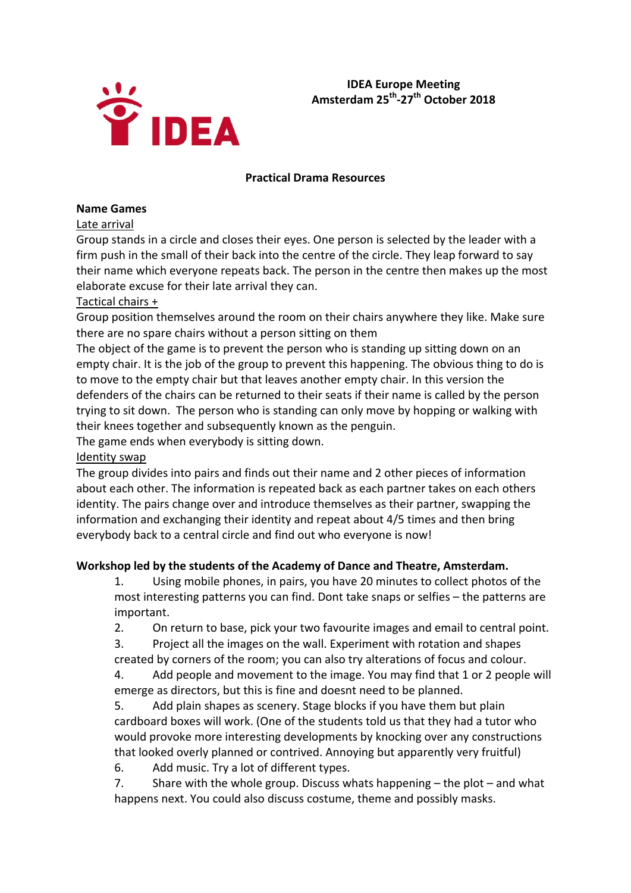IDEA

**IDEA Europe Meeting**
**Amsterdam 25th-27th October 2018**

**Practical Drama Resources**

**Name Games**

Late arrival

Group stands in a circle and closes their eyes. One person is selected by the leader with a firm push in the small of their back into the centre of the circle. They leap forward to say their name which everyone repeats back. The person in the centre then makes up the most elaborate excuse for their late arrival they can.

Tactical chairs +

Group position themselves around the room on their chairs anywhere they like. Make sure there are no spare chairs without a person sitting on them

The object of the game is to prevent the person who is standing up sitting down on an empty chair. It is the job of the group to prevent this happening. The obvious thing to do is to move to the empty chair but that leaves another empty chair. In this version the defenders of the chairs can be returned to their seats if their name is called by the person trying to sit down. The person who is standing can only move by hopping or walking with their knees together and subsequently known as the penguin.

The game ends when everybody is sitting down.

Identity swap

The group divides into pairs and finds out their name and 2 other pieces of information about each other. The information is repeated back as each partner takes on each others identity. The pairs change over and introduce themselves as their partner, swapping the information and exchanging their identity and repeat about 4/5 times and then bring everybody back to a central circle and find out who everyone is now!

**Workshop led by the students of the Academy of Dance and Theatre, Amsterdam.**

1. Using mobile phones, in pairs, you have 20 minutes to collect photos of the most interesting patterns you can find. Dont take snaps or selfies – the patterns are important.
2. On return to base, pick your two favourite images and email to central point.
3. Project all the images on the wall. Experiment with rotation and shapes created by corners of the room; you can also try alterations of focus and colour.
4. Add people and movement to the image. You may find that 1 or 2 people will emerge as directors, but this is fine and doesnt need to be planned.
5. Add plain shapes as scenery. Stage blocks if you have them but plain cardboard boxes will work. (One of the students told us that they had a tutor who would provoke more interesting developments by knocking over any constructions that looked overly planned or contrived. Annoying but apparently very fruitful)
6. Add music. Try a lot of different types.
7. Share with the whole group. Discuss whats happening – the plot – and what happens next. You could also discuss costume, theme and possibly masks.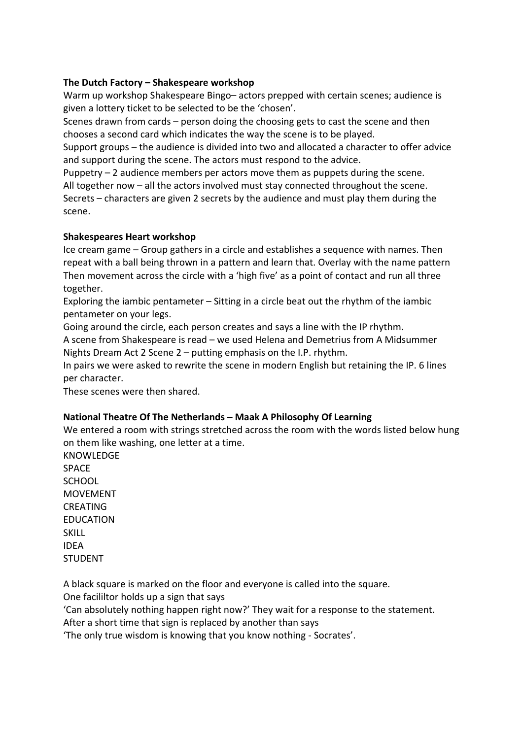**The Dutch Factory – Shakespeare workshop**

Warm up workshop Shakespeare Bingo– actors prepped with certain scenes; audience is given a lottery ticket to be selected to be the 'chosen'.

Scenes drawn from cards – person doing the choosing gets to cast the scene and then chooses a second card which indicates the way the scene is to be played.

Support groups – the audience is divided into two and allocated a character to offer advice and support during the scene. The actors must respond to the advice.

Puppetry – 2 audience members per actors move them as puppets during the scene.

All together now – all the actors involved must stay connected throughout the scene.

Secrets – characters are given 2 secrets by the audience and must play them during the scene.

**Shakespeares Heart workshop**

Ice cream game – Group gathers in a circle and establishes a sequence with names. Then repeat with a ball being thrown in a pattern and learn that. Overlay with the name pattern Then movement across the circle with a 'high five' as a point of contact and run all three together.

Exploring the iambic pentameter – Sitting in a circle beat out the rhythm of the iambic pentameter on your legs.

Going around the circle, each person creates and says a line with the IP rhythm.

A scene from Shakespeare is read – we used Helena and Demetrius from A Midsummer Nights Dream Act 2 Scene 2 – putting emphasis on the I.P. rhythm.

In pairs we were asked to rewrite the scene in modern English but retaining the IP. 6 lines per character.

These scenes were then shared.

**National Theatre Of The Netherlands – Maak A Philosophy Of Learning**

We entered a room with strings stretched across the room with the words listed below hung on them like washing, one letter at a time.

KNOWLEDGE
SPACE
SCHOOL
MOVEMENT
CREATING
EDUCATION
SKILL
IDEA
STUDENT

A black square is marked on the floor and everyone is called into the square.

One facililtor holds up a sign that says

'Can absolutely nothing happen right now?' They wait for a response to the statement.

After a short time that sign is replaced by another than says

'The only true wisdom is knowing that you know nothing - Socrates'.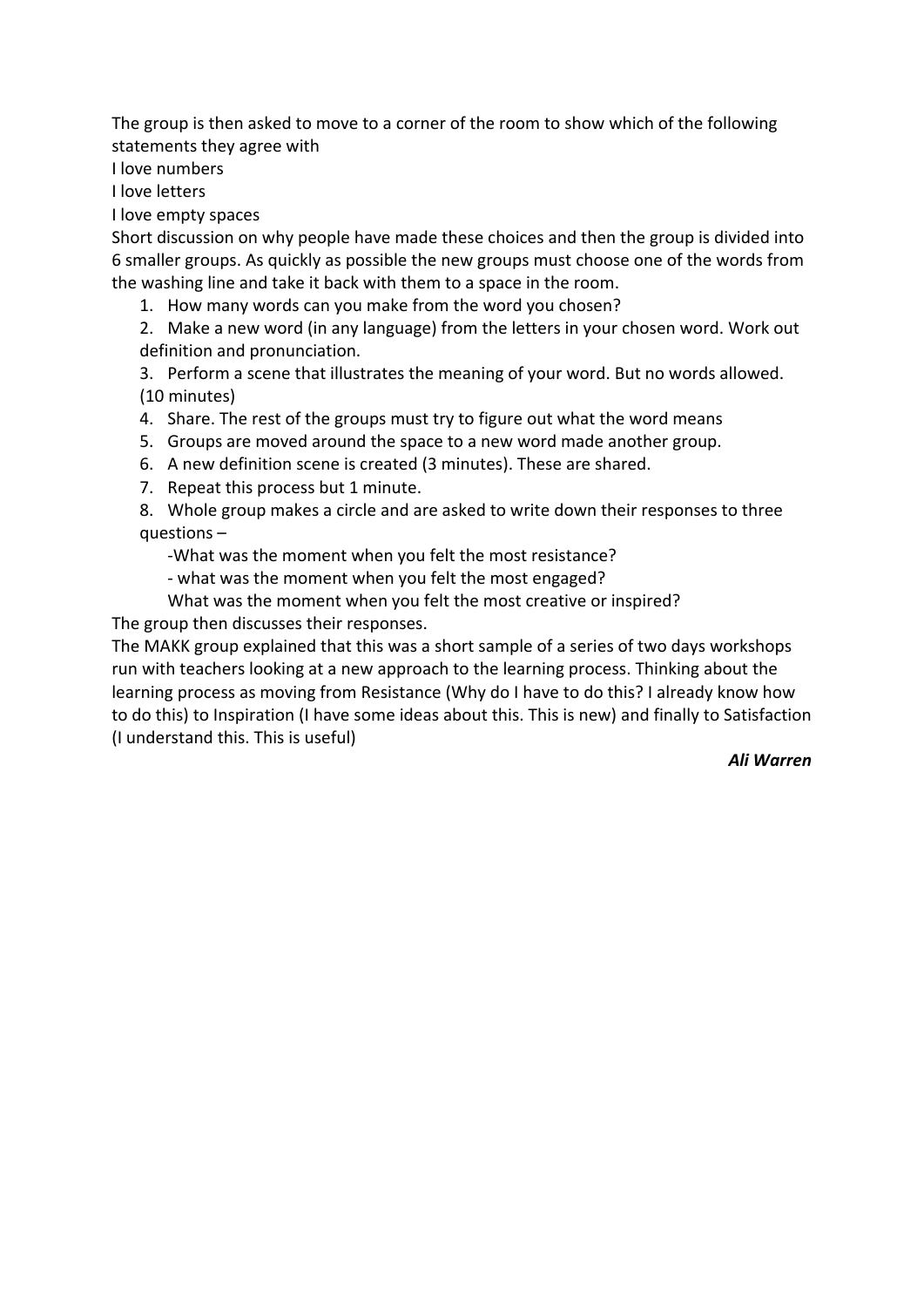The group is then asked to move to a corner of the room to show which of the following statements they agree with

I love numbers

I love letters

I love empty spaces

Short discussion on why people have made these choices and then the group is divided into 6 smaller groups. As quickly as possible the new groups must choose one of the words from the washing line and take it back with them to a space in the room.

1. How many words can you make from the word you chosen?
2. Make a new word (in any language) from the letters in your chosen word. Work out definition and pronunciation.
3. Perform a scene that illustrates the meaning of your word. But no words allowed. (10 minutes)
4. Share. The rest of the groups must try to figure out what the word means
5. Groups are moved around the space to a new word made another group.
6. A new definition scene is created (3 minutes). These are shared.
7. Repeat this process but 1 minute.
8. Whole group makes a circle and are asked to write down their responses to three questions –

   -What was the moment when you felt the most resistance?

   - what was the moment when you felt the most engaged?

   What was the moment when you felt the most creative or inspired?

The group then discusses their responses.

The MAKK group explained that this was a short sample of a series of two days workshops run with teachers looking at a new approach to the learning process. Thinking about the learning process as moving from Resistance (Why do I have to do this? I already know how to do this) to Inspiration (I have some ideas about this. This is new) and finally to Satisfaction (I understand this. This is useful)

***Ali Warren***